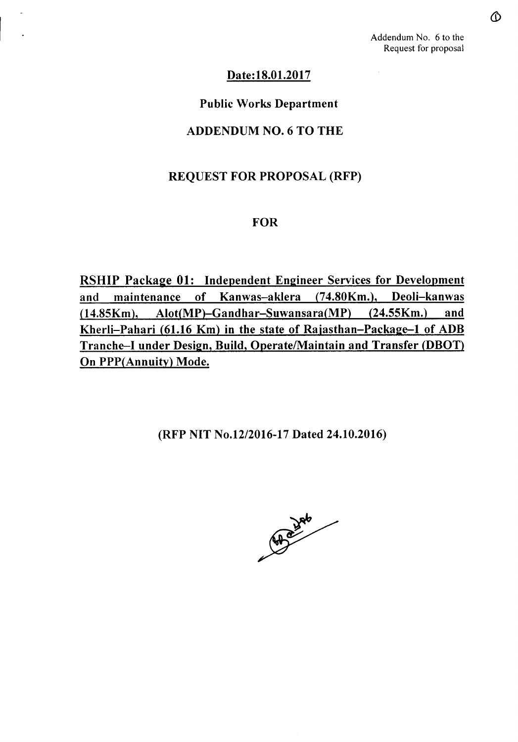Addendum No. 6 to the Request for proposal

**Date:18.01.2017**

## Public Works Department

## ADDENDUM NO. 6 TO THE

## REQUEST FOR PROPOSAL (RFP)

## FOR

**RSHIP Package 01: Independent Engineer Services for Development and maintenance of Kanwas–aklera (74.80Km.), Deoli–kanwas (14.85Km), Alot(MP)–Gandhar–Suwansara(MP) (24.55Km.) and Kherli–Pahari (61.16 Km) in the state of Rajasthan–Package–1 of ADB Tranche–I under Design, Build, Operate/Maintain and Transfer (DBOT) On PPP(Annuity) Mode.**

**(RFP NIT No.12/2016-17 Dated 24.10.2016)**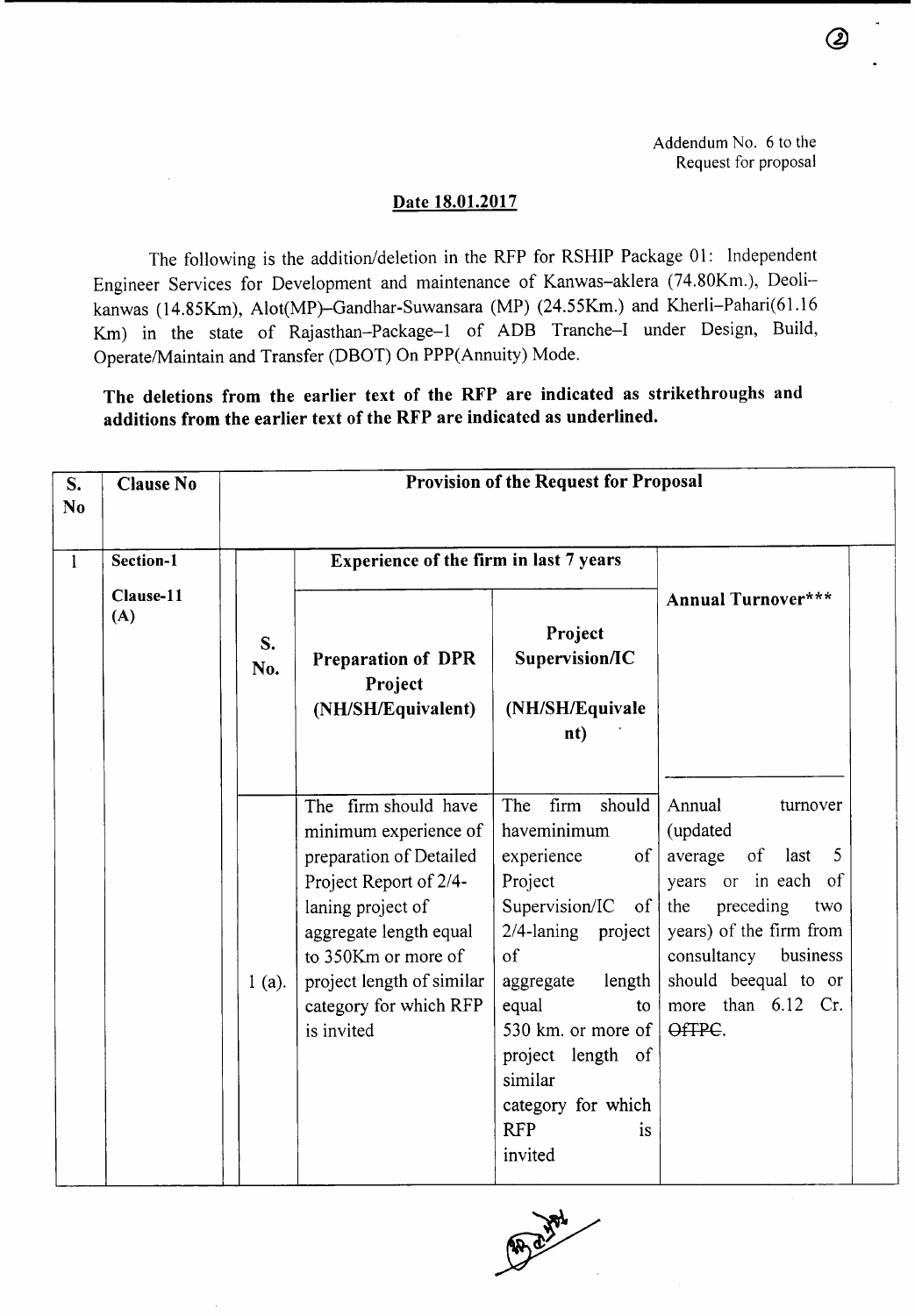Addendum No. 6 to the Request for proposal

**Date 18.01.2017**

The following is the addition/deletion in the RFP for RSHIP Package 01: Independent Engineer Services for Development and maintenance of Kanwas–aklera (74.80Km.), Deoli–kanwas (14.85Km), Alot(MP)–Gandhar-Suwansara (MP) (24.55Km.) and Kherli–Pahari(61.16 Km) in the state of Rajasthan–Package–1 of ADB Tranche–I under Design, Build, Operate/Maintain and Transfer (DBOT) On PPP(Annuity) Mode.

**The deletions from the earlier text of the RFP are indicated as strikethroughs and additions from the earlier text of the RFP are indicated as underlined.**

| S. No | Clause No | Provision of the Request for Proposal | | | |
|---|---|---|---|---|---|
| 1 | **Section-1**<br><br>**Clause-11 (A)** | | **Experience of the firm in last 7 years** | | **Annual Turnover*\*\*** |
| | | **S. No.** | **Preparation of DPR Project (NH/SH/Equivalent)** | **Project Supervision/IC (NH/SH/Equivalent)** | |
| | | 1 (a). | The firm should have minimum experience of preparation of Detailed Project Report of 2/4-laning project of aggregate length equal to 350Km or more of project length of similar category for which RFP is invited | The firm should haveminimum experience of Project Supervision/IC of 2/4-laning project of aggregate length equal to 530 km. or more of project length of similar category for which RFP is invited | Annual turnover (updated average of last 5 years or in each of the preceding two years) of the firm from consultancy business should beequal to or more than 6.12 Cr. ~~OfTPC~~. |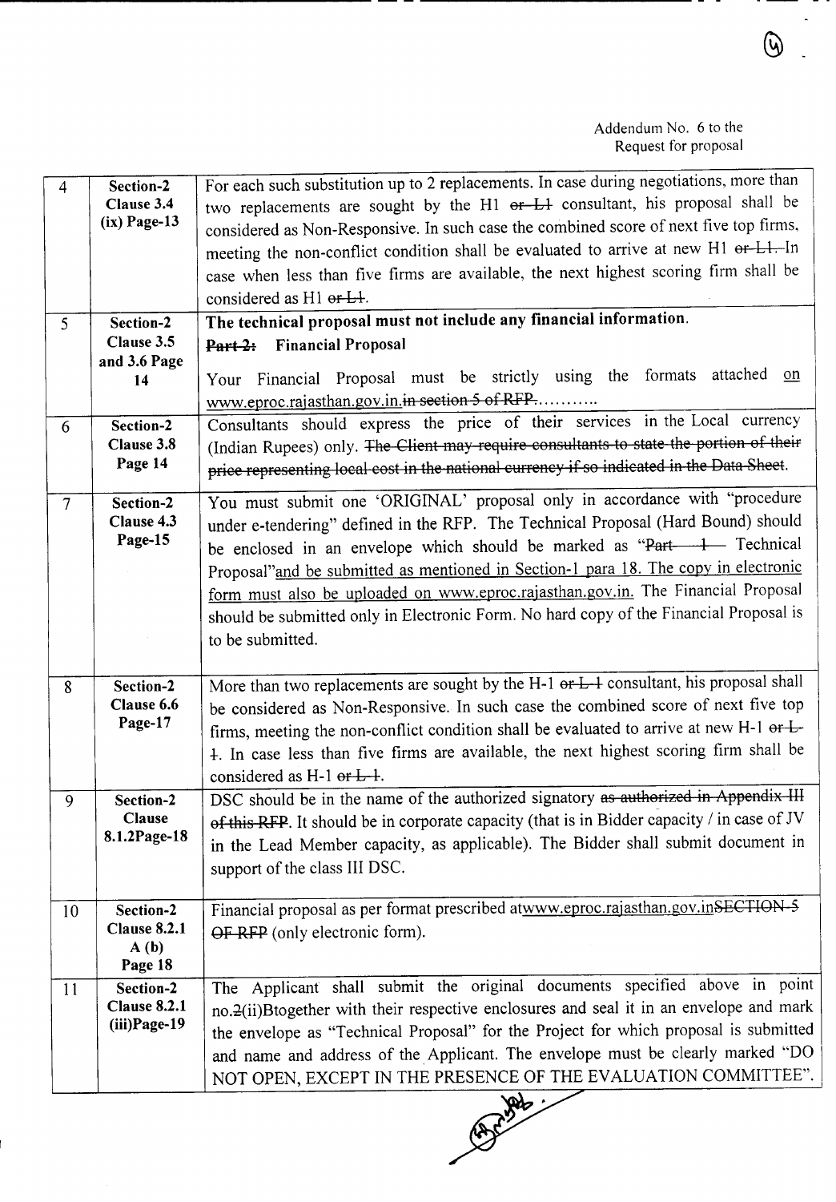| 4 | Section-2 Clause 3.4 (ix) Page-13 | For each such substitution up to 2 replacements. In case during negotiations, more than two replacements are sought by the H1 ~~or L1~~ consultant, his proposal shall be considered as Non-Responsive. In such case the combined score of next five top firms, meeting the non-conflict condition shall be evaluated to arrive at new H1 ~~or L1.~~ In case when less than five firms are available, the next highest scoring firm shall be considered as H1 ~~or L1~~. |
|---|---|---|
| 5 | Section-2 Clause 3.5 and 3.6 Page 14 | **The technical proposal must not include any financial information.** <br> **~~Part 2:~~ Financial Proposal** <br> Your Financial Proposal must be strictly using the formats attached on www.eproc.rajasthan.gov.in.~~in section 5 of RFP.~~.......... |
| 6 | Section-2 Clause 3.8 Page 14 | Consultants should express the price of their services in the Local currency (Indian Rupees) only. ~~The Client may require consultants to state the portion of their price representing local cost in the national currency if so indicated in the Data Sheet.~~ |
| 7 | Section-2 Clause 4.3 Page-15 | You must submit one 'ORIGINAL' proposal only in accordance with "procedure under e-tendering" defined in the RFP. The Technical Proposal (Hard Bound) should be enclosed in an envelope which should be marked as "~~Part 1~~ Technical Proposal"and be submitted as mentioned in Section-1 para 18. The copy in electronic form must also be uploaded on www.eproc.rajasthan.gov.in. The Financial Proposal should be submitted only in Electronic Form. No hard copy of the Financial Proposal is to be submitted. |
| 8 | Section-2 Clause 6.6 Page-17 | More than two replacements are sought by the H-1 ~~or L-1~~ consultant, his proposal shall be considered as Non-Responsive. In such case the combined score of next five top firms, meeting the non-conflict condition shall be evaluated to arrive at new H-1 ~~or L-1~~. In case less than five firms are available, the next highest scoring firm shall be considered as H-1 ~~or L-1~~. |
| 9 | Section-2 Clause 8.1.2Page-18 | DSC should be in the name of the authorized signatory ~~as authorized in Appendix III of this RFP~~. It should be in corporate capacity (that is in Bidder capacity / in case of JV in the Lead Member capacity, as applicable). The Bidder shall submit document in support of the class III DSC. |
| 10 | Section-2 Clause 8.2.1 A (b) Page 18 | Financial proposal as per format prescribed atwww.eproc.rajasthan.gov.in~~SECTION-5 OF RFP~~ (only electronic form). |
| 11 | Section-2 Clause 8.2.1 (iii)Page-19 | The Applicant shall submit the original documents specified above in point no.~~2~~(ii)Btogether with their respective enclosures and seal it in an envelope and mark the envelope as "Technical Proposal" for the Project for which proposal is submitted and name and address of the Applicant. The envelope must be clearly marked "DO NOT OPEN, EXCEPT IN THE PRESENCE OF THE EVALUATION COMMITTEE". |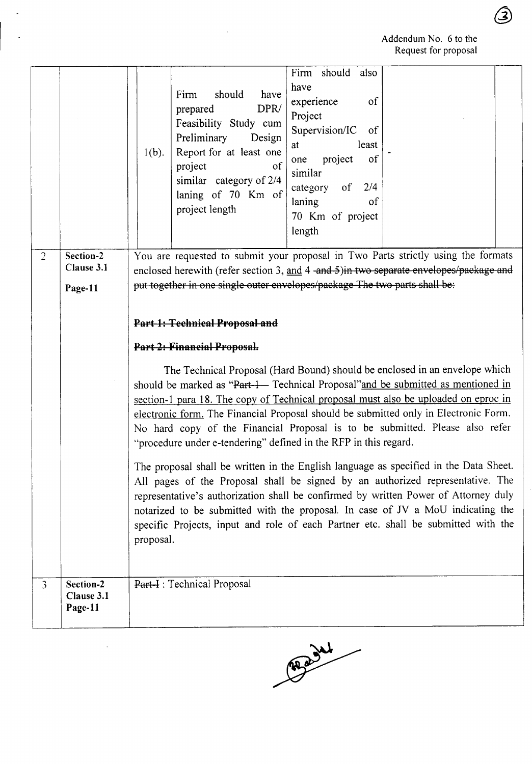Addendum No. 6 to the Request for proposal

| | | | | | |
|---|---|---|---|---|---|
| | | 1(b). | Firm should have prepared DPR/ Feasibility Study cum Preliminary Design Report for at least one project of similar category of 2/4 laning of 70 Km of project length | Firm should also have experience of Project Supervision/IC of at least one project of similar category of 2/4 laning of 70 Km of project length | - |
| 2 | **Section-2 Clause 3.1 Page-11** | You are requested to submit your proposal in Two Parts strictly using the formats enclosed herewith (refer section 3, and 4 ~~and 5)in two separate envelopes/package and put together in one single outer envelopes/package The two parts shall be:~~<br><br>~~**Part 1: Technical Proposal and**~~<br><br>~~**Part 2: Financial Proposal.**~~<br><br>The Technical Proposal (Hard Bound) should be enclosed in an envelope which should be marked as "~~Part-1~~ Technical Proposal"and be submitted as mentioned in section-1 para 18. The copy of Technical proposal must also be uploaded on eproc in electronic form. The Financial Proposal should be submitted only in Electronic Form. No hard copy of the Financial Proposal is to be submitted. Please also refer "procedure under e-tendering" defined in the RFP in this regard.<br><br>The proposal shall be written in the English language as specified in the Data Sheet. All pages of the Proposal shall be signed by an authorized representative. The representative's authorization shall be confirmed by written Power of Attorney duly notarized to be submitted with the proposal. In case of JV a MoU indicating the specific Projects, input and role of each Partner etc. shall be submitted with the proposal. | | | |
| 3 | **Section-2 Clause 3.1 Page-11** | ~~Part-I~~ : Technical Proposal | | | |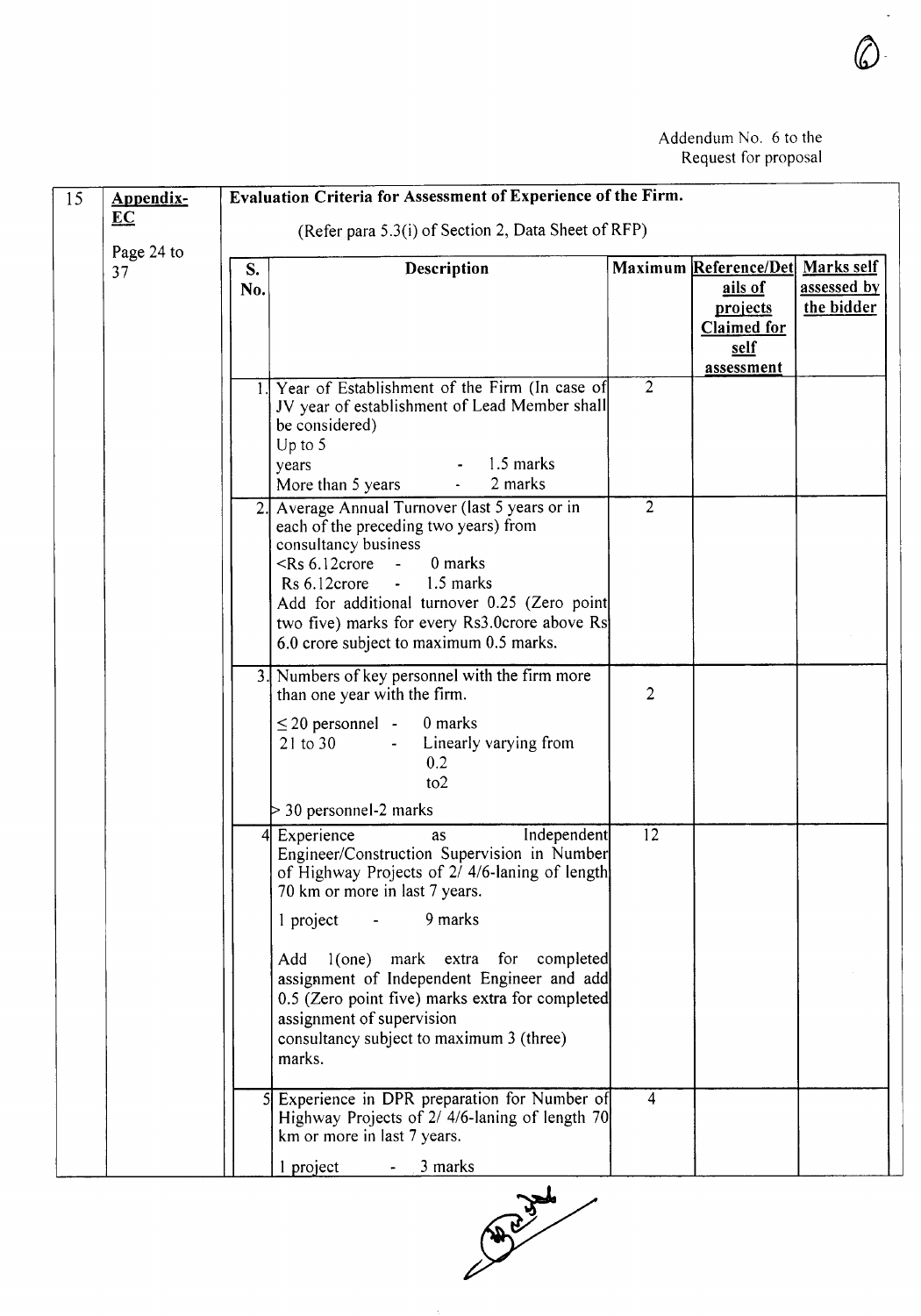Addendum No. 6 to the Request for proposal

| 15 | Appendix-EC<br><br>Page 24 to 37 | Evaluation Criteria for Assessment of Experience of the Firm.<br><br>(Refer para 5.3(i) of Section 2, Data Sheet of RFP) | | | | |
|---|---|---|---|---|---|---|
| | | **S. No.** | **Description** | **Maximum** | **Reference/Details of projects Claimed for self assessment** | **Marks self assessed by the bidder** |
| | | 1. | Year of Establishment of the Firm (In case of JV year of establishment of Lead Member shall be considered)<br>Up to 5 years - 1.5 marks<br>More than 5 years - 2 marks | 2 | | |
| | | 2. | Average Annual Turnover (last 5 years or in each of the preceding two years) from consultancy business<br><Rs 6.12crore - 0 marks<br>Rs 6.12crore - 1.5 marks<br>Add for additional turnover 0.25 (Zero point two five) marks for every Rs3.0crore above Rs 6.0 crore subject to maximum 0.5 marks. | 2 | | |
| | | 3. | Numbers of key personnel with the firm more than one year with the firm.<br>≤ 20 personnel - 0 marks<br>21 to 30 - Linearly varying from 0.2 to2<br>> 30 personnel-2 marks | 2 | | |
| | | 4 | Experience as Independent Engineer/Construction Supervision in Number of Highway Projects of 2/ 4/6-laning of length 70 km or more in last 7 years.<br>1 project - 9 marks<br>Add 1(one) mark extra for completed assignment of Independent Engineer and add 0.5 (Zero point five) marks extra for completed assignment of supervision consultancy subject to maximum 3 (three) marks. | 12 | | |
| | | 5 | Experience in DPR preparation for Number of Highway Projects of 2/ 4/6-laning of length 70 km or more in last 7 years.<br>1 project - 3 marks | 4 | | |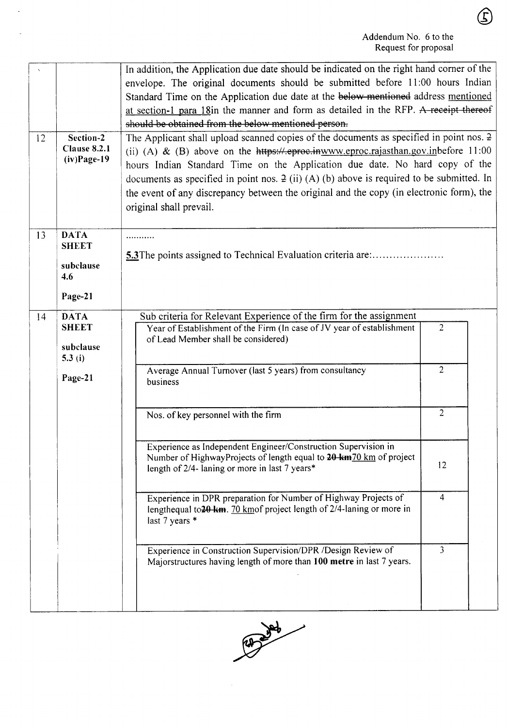Addendum No. 6 to the Request for proposal

|  |  |  |
|---|---|---|
|  |  | In addition, the Application due date should be indicated on the right hand corner of the envelope. The original documents should be submitted before 11:00 hours Indian Standard Time on the Application due date at the ~~below mentioned~~ address mentioned at section-1 para 18in the manner and form as detailed in the RFP. ~~A receipt thereof should be obtained from the below mentioned person.~~ |
| 12 | **Section-2 Clause 8.2.1 (iv)Page-19** | The Applicant shall upload scanned copies of the documents as specified in point nos. ~~2~~ (ii) (A) & (B) above on the ~~https://.eproc.in~~www.eproc.rajasthan.gov.inbefore 11:00 hours Indian Standard Time on the Application due date. No hard copy of the documents as specified in point nos. ~~2~~ (ii) (A) (b) above is required to be submitted. In the event of any discrepancy between the original and the copy (in electronic form), the original shall prevail. |
| 13 | **DATA SHEET subclause 4.6 Page-21** | ...........<br><br>**5.3**The points assigned to Technical Evaluation criteria are:..................... |
| 14 | **DATA SHEET subclause 5.3 (i) Page-21** | Sub criteria for Relevant Experience of the firm for the assignment |

| Sub criteria for Relevant Experience of the firm for the assignment | Points |
|---|---|
| Year of Establishment of the Firm (In case of JV year of establishment of Lead Member shall be considered) | 2 |
| Average Annual Turnover (last 5 years) from consultancy business | 2 |
| Nos. of key personnel with the firm | 2 |
| Experience as Independent Engineer/Construction Supervision in Number of HighwayProjects of length equal to ~~20 km~~70 km of project length of 2/4- laning or more in last 7 years* | 12 |
| Experience in DPR preparation for Number of Highway Projects of lengthequal to~~20 km~~. 70 kmof project length of 2/4-laning or more in last 7 years * | 4 |
| Experience in Construction Supervision/DPR /Design Review of Majorstructures having length of more than **100 metre** in last 7 years. | 3 |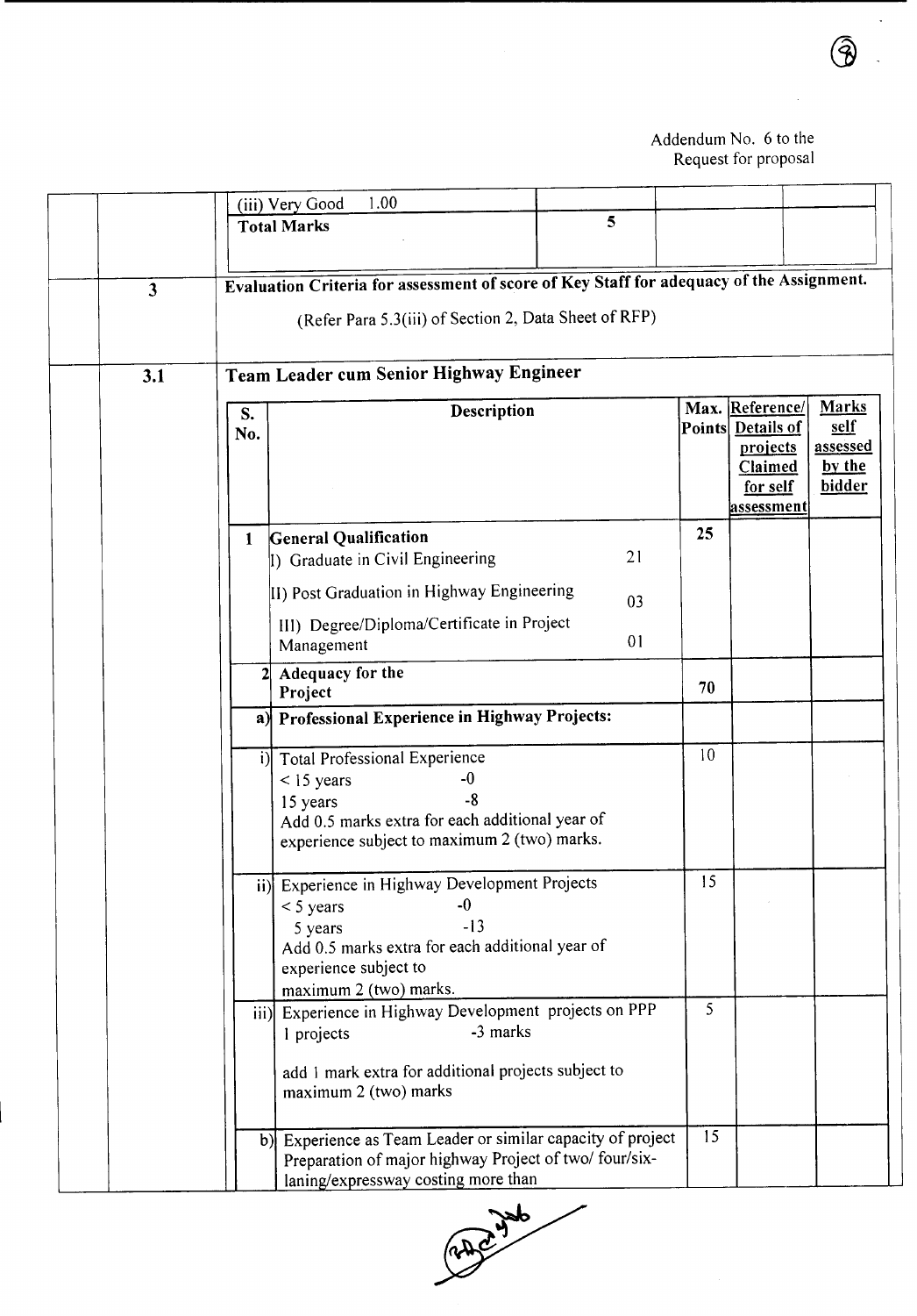Addendum No. 6 to the
Request for proposal

| | | | | |
|---|---|---|---|---|
| (iii) Very Good 1.00 | | | | |
| **Total Marks** | 5 | | | |

| | |
|---|---|
| **3** | **Evaluation Criteria for assessment of score of Key Staff for adequacy of the Assignment.** (Refer Para 5.3(iii) of Section 2, Data Sheet of RFP) |
| **3.1** | **Team Leader cum Senior Highway Engineer** |

| S. No. | Description | Max. Points | Reference/ Details of projects Claimed for self assessment | Marks self assessed by the bidder |
|---|---|---|---|---|
| 1 | **General Qualification**<br>I) Graduate in Civil Engineering 21<br>II) Post Graduation in Highway Engineering 03<br>III) Degree/Diploma/Certificate in Project Management 01 | 25 | | |
| 2 | **Adequacy for the Project** | 70 | | |
| a) | **Professional Experience in Highway Projects:** | | | |
| i) | Total Professional Experience<br>< 15 years -0<br>15 years -8<br>Add 0.5 marks extra for each additional year of experience subject to maximum 2 (two) marks. | 10 | | |
| ii) | Experience in Highway Development Projects<br>< 5 years -0<br>5 years -13<br>Add 0.5 marks extra for each additional year of experience subject to maximum 2 (two) marks. | 15 | | |
| iii) | Experience in Highway Development projects on PPP<br>1 projects -3 marks<br>add 1 mark extra for additional projects subject to maximum 2 (two) marks | 5 | | |
| b) | Experience as Team Leader or similar capacity of project Preparation of major highway Project of two/ four/six-laning/expressway costing more than | 15 | | |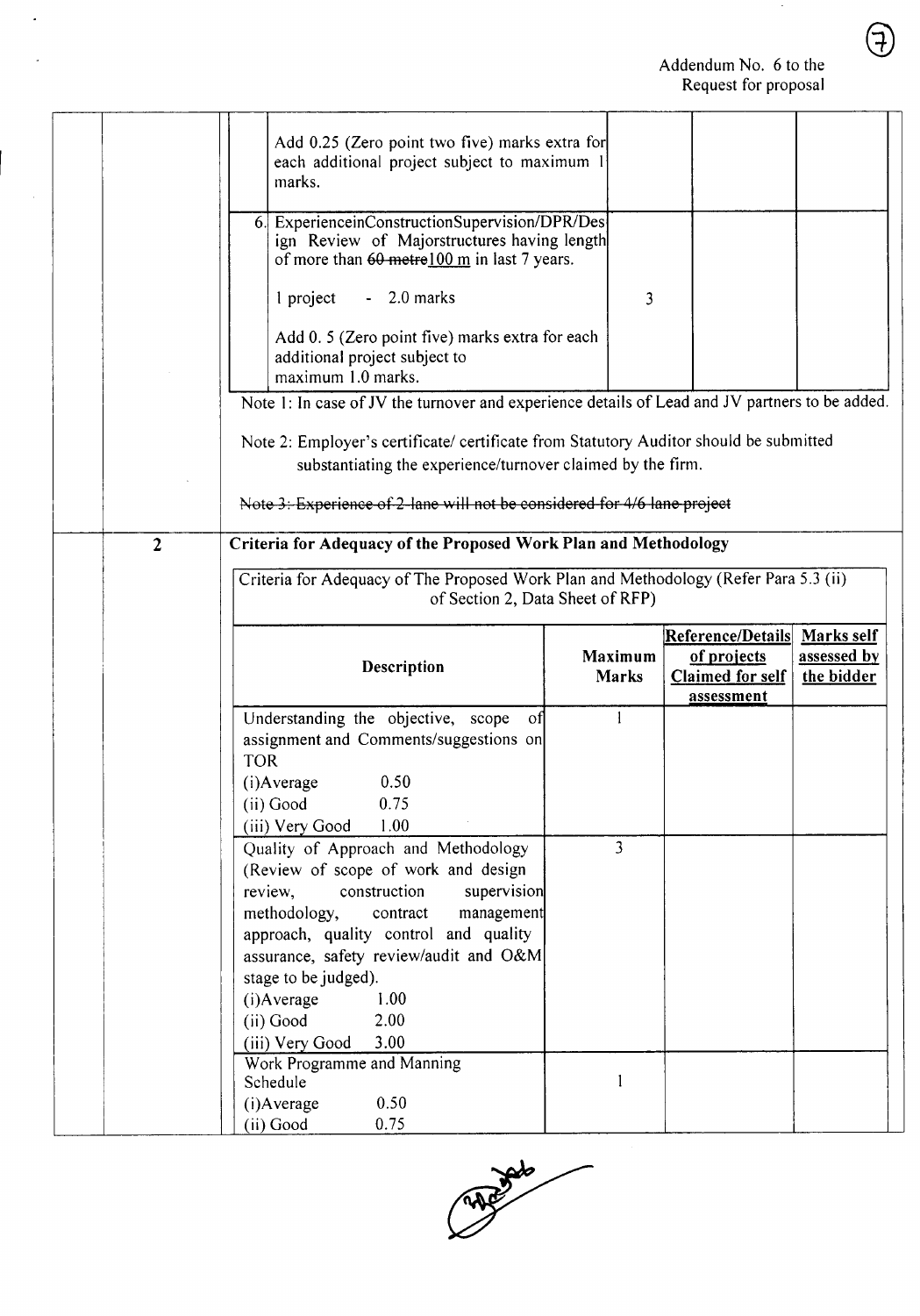Addendum No. 6 to the Request for proposal

| | | | | |
|---|---|---|---|---|
| | Add 0.25 (Zero point two five) marks extra for each additional project subject to maximum 1 marks. | | | |
| | 6. ExperienceinConstructionSupervision/DPR/Design Review of Majorstructures having length of more than ~~60 metre~~100 m in last 7 years.<br><br>1 project - 2.0 marks<br><br>Add 0. 5 (Zero point five) marks extra for each additional project subject to maximum 1.0 marks. | 3 | | |

Note 1: In case of JV the turnover and experience details of Lead and JV partners to be added.

Note 2: Employer's certificate/ certificate from Statutory Auditor should be submitted substantiating the experience/turnover claimed by the firm.

~~Note 3: Experience of 2-lane will not be considered for 4/6 lane project~~

**2 Criteria for Adequacy of the Proposed Work Plan and Methodology**

Criteria for Adequacy of The Proposed Work Plan and Methodology (Refer Para 5.3 (ii) of Section 2, Data Sheet of RFP)

| Description | Maximum Marks | Reference/Details of projects Claimed for self assessment | Marks self assessed by the bidder |
|---|---|---|---|
| Understanding the objective, scope of assignment and Comments/suggestions on TOR<br>(i)Average 0.50<br>(ii) Good 0.75<br>(iii) Very Good 1.00 | 1 | | |
| Quality of Approach and Methodology (Review of scope of work and design review, construction supervision methodology, contract management approach, quality control and quality assurance, safety review/audit and O&M stage to be judged).<br>(i)Average 1.00<br>(ii) Good 2.00<br>(iii) Very Good 3.00 | 3 | | |
| Work Programme and Manning Schedule<br>(i)Average 0.50<br>(ii) Good 0.75 | 1 | | |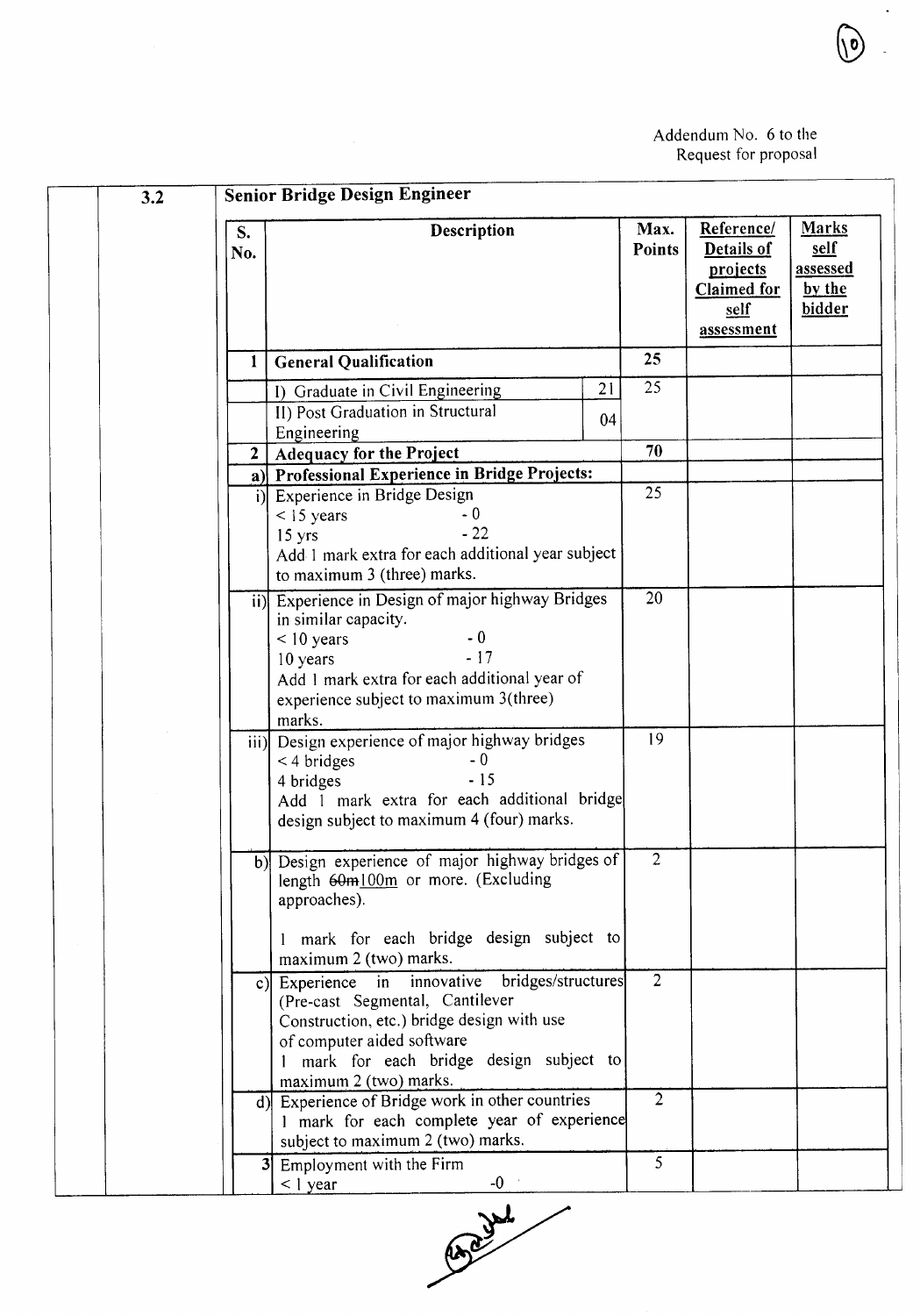Addendum No. 6 to the Request for proposal

**3.2 Senior Bridge Design Engineer**

| S. No. | Description | | Max. Points | Reference/ Details of projects Claimed for self assessment | Marks self assessed by the bidder |
|---|---|---|---|---|---|
| 1 | **General Qualification** | | 25 | | |
| | I) Graduate in Civil Engineering | 21 | 25 | | |
| | II) Post Graduation in Structural Engineering | 04 | | | |
| 2 | **Adequacy for the Project** | | 70 | | |
| a) | **Professional Experience in Bridge Projects:** | | | | |
| i) | Experience in Bridge Design<br>< 15 years - 0<br>15 yrs - 22<br>Add 1 mark extra for each additional year subject to maximum 3 (three) marks. | | 25 | | |
| ii) | Experience in Design of major highway Bridges in similar capacity.<br>< 10 years - 0<br>10 years - 17<br>Add 1 mark extra for each additional year of experience subject to maximum 3(three) marks. | | 20 | | |
| iii) | Design experience of major highway bridges<br>< 4 bridges - 0<br>4 bridges - 15<br>Add 1 mark extra for each additional bridge design subject to maximum 4 (four) marks. | | 19 | | |
| b) | Design experience of major highway bridges of length ~~60m~~100m or more. (Excluding approaches).<br><br>1 mark for each bridge design subject to maximum 2 (two) marks. | | 2 | | |
| c) | Experience in innovative bridges/structures (Pre-cast Segmental, Cantilever Construction, etc.) bridge design with use of computer aided software<br>1 mark for each bridge design subject to maximum 2 (two) marks. | | 2 | | |
| d) | Experience of Bridge work in other countries<br>1 mark for each complete year of experience subject to maximum 2 (two) marks. | | 2 | | |
| 3 | Employment with the Firm<br>< 1 year -0 | | 5 | | |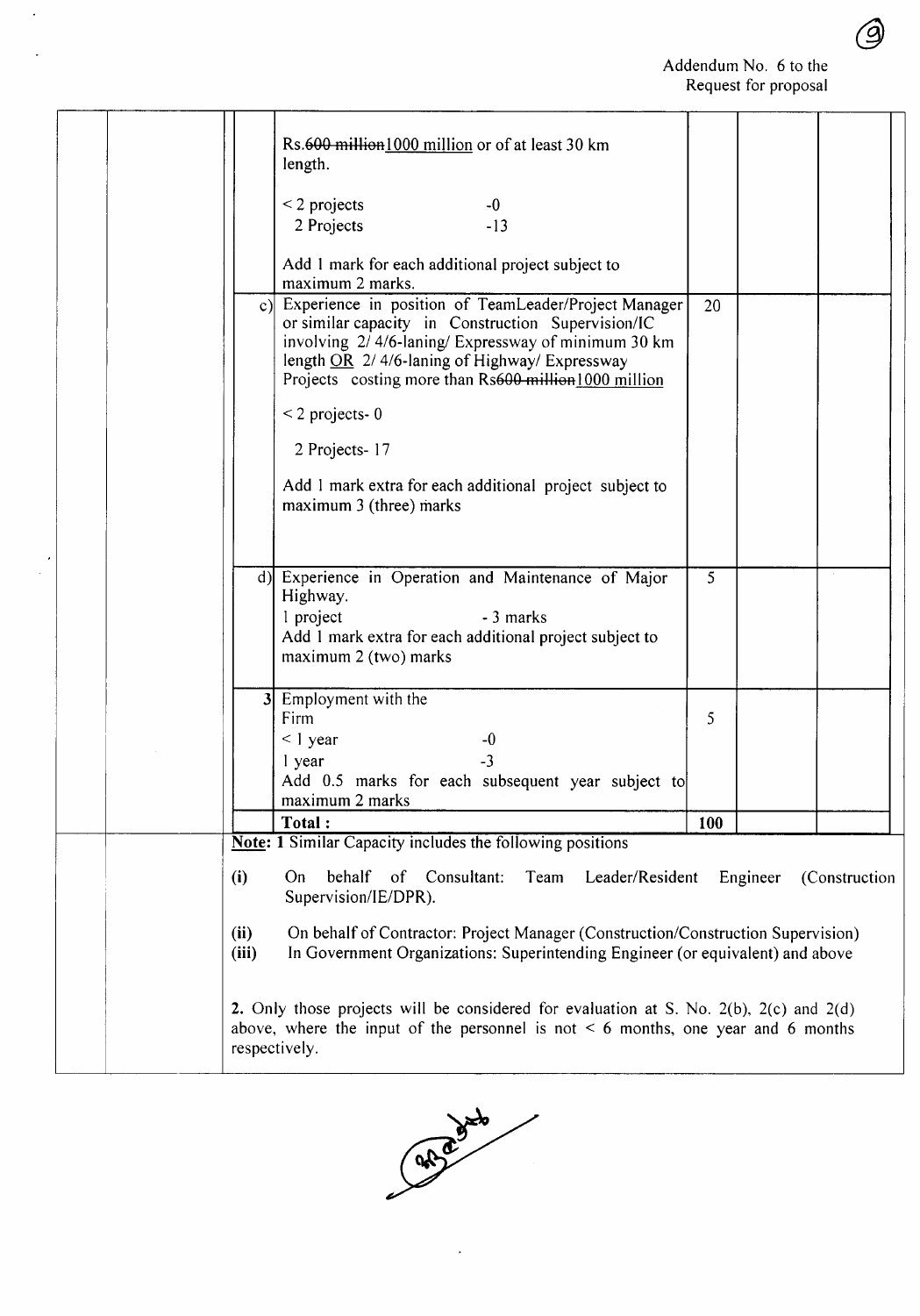Addendum No. 6 to the Request for proposal

| | | | | Marks | | |
|---|---|---|---|---|---|---|
| | | | Rs.~~600 million~~1000 million or of at least 30 km length.<br><br>< 2 projects -0<br>2 Projects -13<br><br>Add 1 mark for each additional project subject to maximum 2 marks. | | | |
| | | c) | Experience in position of TeamLeader/Project Manager or similar capacity in Construction Supervision/IC involving 2/ 4/6-laning/ Expressway of minimum 30 km length <u>OR</u> 2/ 4/6-laning of Highway/ Expressway Projects costing more than Rs~~600 million~~1000 million<br><br>< 2 projects- 0<br><br>2 Projects- 17<br><br>Add 1 mark extra for each additional project subject to maximum 3 (three) marks | 20 | | |
| | | d) | Experience in Operation and Maintenance of Major Highway.<br>1 project - 3 marks<br>Add 1 mark extra for each additional project subject to maximum 2 (two) marks | 5 | | |
| | | 3 | Employment with the Firm<br>< 1 year -0<br>1 year -3<br>Add 0.5 marks for each subsequent year subject to maximum 2 marks | 5 | | |
| | | | **Total :** | **100** | | |

**<u>Note:</u> 1** Similar Capacity includes the following positions

**(i)** On behalf of Consultant: Team Leader/Resident Engineer (Construction Supervision/IE/DPR).

**(ii)** On behalf of Contractor: Project Manager (Construction/Construction Supervision)

**(iii)** In Government Organizations: Superintending Engineer (or equivalent) and above

**2.** Only those projects will be considered for evaluation at S. No. 2(b), 2(c) and 2(d) above, where the input of the personnel is not < 6 months, one year and 6 months respectively.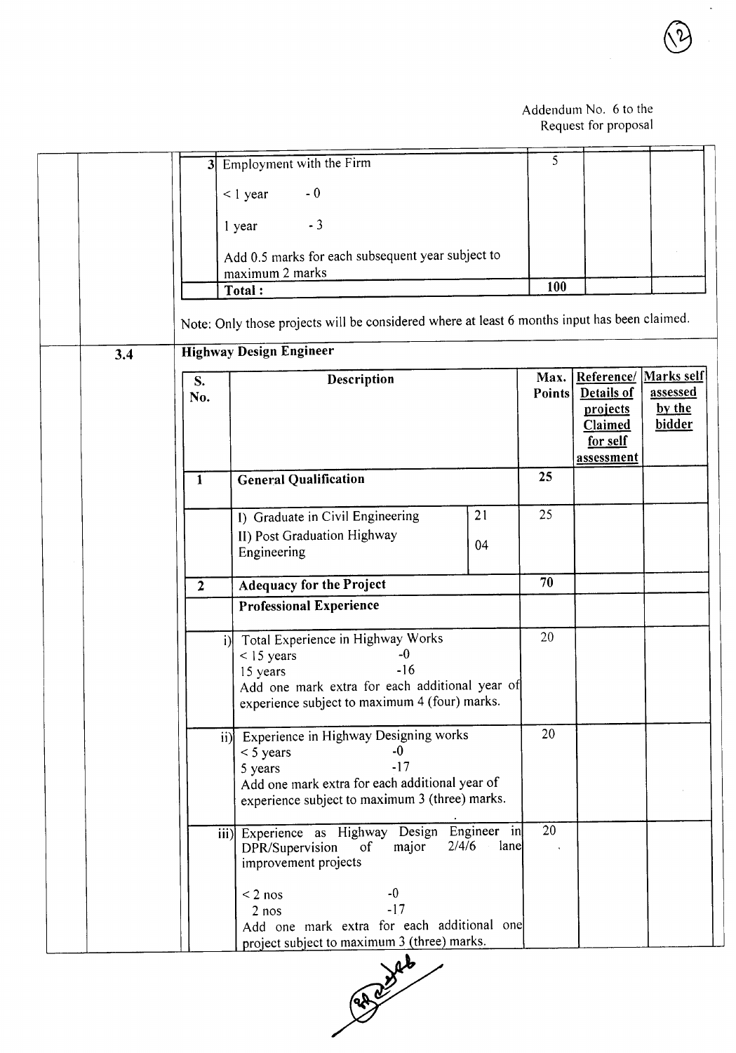Addendum No. 6 to the Request for proposal

| | | | | |
|---|---|---|---|---|
| 3 | Employment with the Firm<br>< 1 year - 0<br>1 year - 3<br>Add 0.5 marks for each subsequent year subject to maximum 2 marks | 5 | | |
| | **Total :** | **100** | | |

Note: Only those projects will be considered where at least 6 months input has been claimed.

**3.4 Highway Design Engineer**

| S. No. | Description | | Max. Points | Reference/ Details of projects Claimed for self assessment | Marks self assessed by the bidder |
|---|---|---|---|---|---|
| 1 | **General Qualification** | | 25 | | |
| | I) Graduate in Civil Engineering<br>II) Post Graduation Highway Engineering | 21<br>04 | 25 | | |
| 2 | **Adequacy for the Project** | | 70 | | |
| | **Professional Experience** | | | | |
| i) | Total Experience in Highway Works<br>< 15 years -0<br>15 years -16<br>Add one mark extra for each additional year of experience subject to maximum 4 (four) marks. | | 20 | | |
| ii) | Experience in Highway Designing works<br>< 5 years -0<br>5 years -17<br>Add one mark extra for each additional year of experience subject to maximum 3 (three) marks. | | 20 | | |
| iii) | Experience as Highway Design Engineer in DPR/Supervision of major 2/4/6 lane improvement projects<br>< 2 nos -0<br>2 nos -17<br>Add one mark extra for each additional one project subject to maximum 3 (three) marks. | | 20 | | |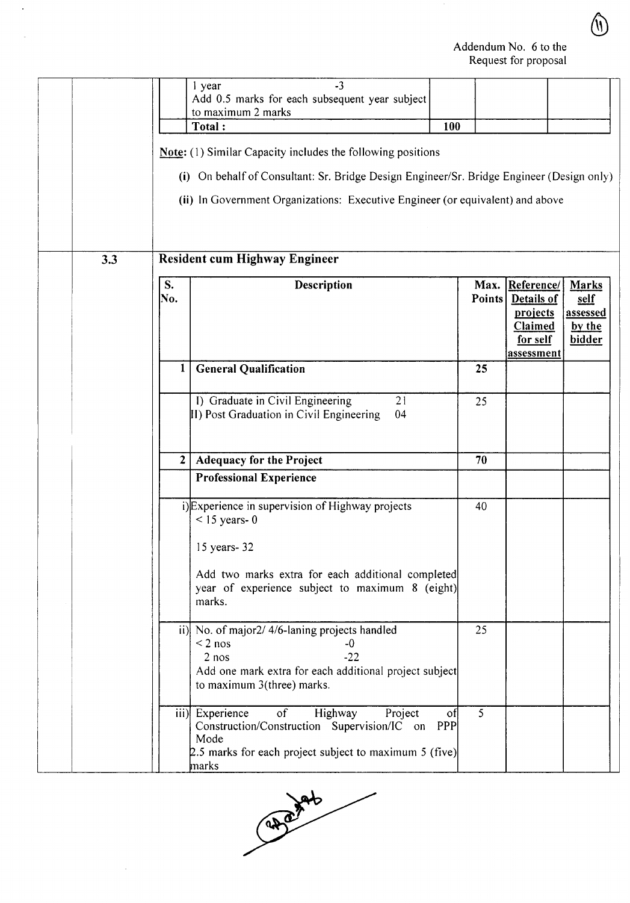Addendum No. 6 to the
Request for proposal

| | | | |
|---|---|---|---|
| 1 year -3<br>Add 0.5 marks for each subsequent year subject to maximum 2 marks | | | |
| **Total :** | **100** | | |

**Note:** (1) Similar Capacity includes the following positions

(i) On behalf of Consultant: Sr. Bridge Design Engineer/Sr. Bridge Engineer (Design only)

(ii) In Government Organizations: Executive Engineer (or equivalent) and above

**3.3 Resident cum Highway Engineer**

| S. No. | Description | Max. Points | Reference/ Details of projects Claimed for self assessment | Marks self assessed by the bidder |
|---|---|---|---|---|
| **1** | **General Qualification** | **25** | | |
| | I) Graduate in Civil Engineering 21<br>II) Post Graduation in Civil Engineering 04 | 25 | | |
| **2** | **Adequacy for the Project** | **70** | | |
| | **Professional Experience** | | | |
| i) | Experience in supervision of Highway projects<br>< 15 years- 0<br><br>15 years- 32<br><br>Add two marks extra for each additional completed year of experience subject to maximum 8 (eight) marks. | 40 | | |
| ii) | No. of major2/ 4/6-laning projects handled<br>< 2 nos -0<br>2 nos -22<br>Add one mark extra for each additional project subject to maximum 3(three) marks. | 25 | | |
| iii) | Experience of Highway Project of Construction/Construction Supervision/IC on PPP Mode<br>2.5 marks for each project subject to maximum 5 (five) marks | 5 | | |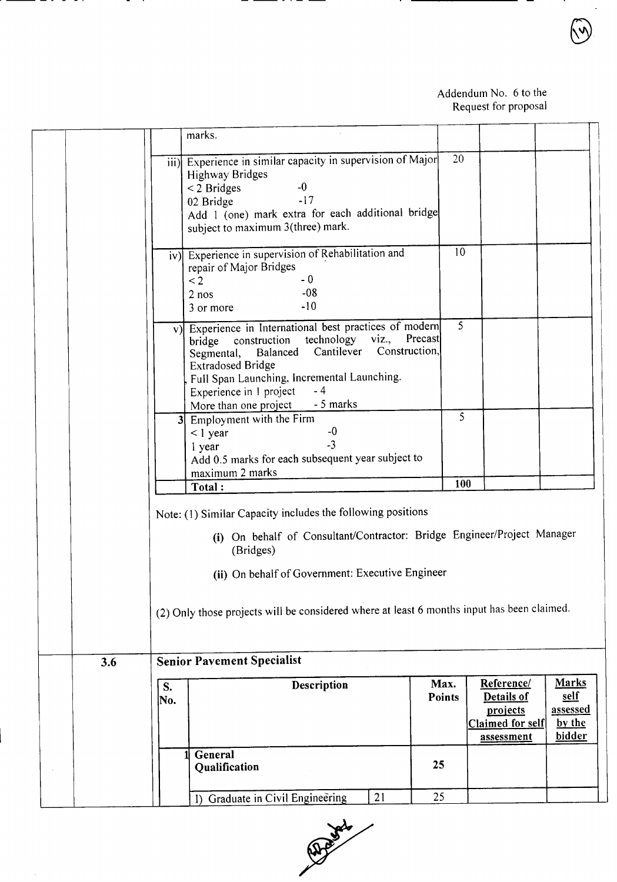Addendum No. 6 to the Request for proposal

| | Description | Max. Points | | |
|---|---|---|---|---|
| | marks. | | | |
| iii) | Experience in similar capacity in supervision of Major Highway Bridges<br>< 2 Bridges -0<br>02 Bridge -17<br>Add 1 (one) mark extra for each additional bridge subject to maximum 3(three) mark. | 20 | | |
| iv) | Experience in supervision of Rehabilitation and repair of Major Bridges<br>< 2 - 0<br>2 nos -08<br>3 or more -10 | 10 | | |
| v) | Experience in International best practices of modern bridge construction technology viz., Precast Segmental, Balanced Cantilever Construction, Extradosed Bridge<br>, Full Span Launching, Incremental Launching.<br>Experience in 1 project - 4<br>More than one project - 5 marks | 5 | | |
| 3 | Employment with the Firm<br>< 1 year -0<br>1 year -3<br>Add 0.5 marks for each subsequent year subject to maximum 2 marks | 5 | | |
| | **Total :** | **100** | | |

Note: (1) Similar Capacity includes the following positions

- **(i)** On behalf of Consultant/Contractor: Bridge Engineer/Project Manager (Bridges)
- **(ii)** On behalf of Government: Executive Engineer

(2) Only those projects will be considered where at least 6 months input has been claimed.

**3.6 Senior Pavement Specialist**

| S. No. | Description | | Max. Points | Reference/ Details of projects Claimed for self assessment | Marks self assessed by the bidder |
|---|---|---|---|---|---|
| 1 | **General Qualification** | | **25** | | |
| | I) Graduate in Civil Engineering | 21 | 25 | | |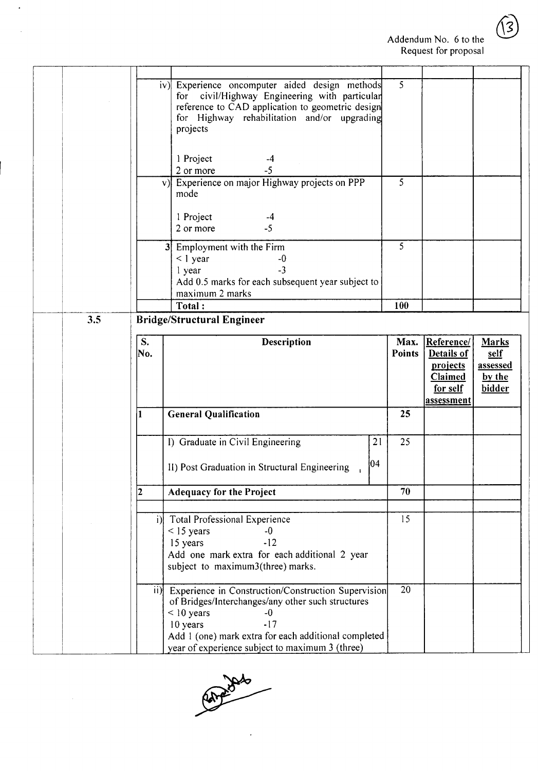Addendum No. 6 to the Request for proposal

| | | | |
|---|---|---|---|
| iv) | Experience oncomputer aided design methods for civil/Highway Engineering with particular reference to CAD application to geometric design for Highway rehabilitation and/or upgrading projects<br><br>1 Project -4<br>2 or more -5 | 5 | | |
| v) | Experience on major Highway projects on PPP mode<br><br>1 Project -4<br>2 or more -5 | 5 | | |
| 3 | Employment with the Firm<br>< 1 year -0<br>1 year -3<br>Add 0.5 marks for each subsequent year subject to maximum 2 marks | 5 | | |
| | **Total :** | **100** | | |

**3.5 Bridge/Structural Engineer**

| S. No. | Description | Max. Points | Reference/ Details of projects Claimed for self assessment | Marks self assessed by the bidder |
|---|---|---|---|---|
| 1 | **General Qualification** | **25** | | |
| | I) Graduate in Civil Engineering — 21<br><br>II) Post Graduation in Structural Engineering — 04 | 25 | | |
| 2 | **Adequacy for the Project** | **70** | | |
| i) | Total Professional Experience<br>< 15 years -0<br>15 years -12<br>Add one mark extra for each additional 2 year subject to maximum3(three) marks. | 15 | | |
| ii) | Experience in Construction/Construction Supervision of Bridges/Interchanges/any other such structures<br>< 10 years -0<br>10 years -17<br>Add 1 (one) mark extra for each additional completed year of experience subject to maximum 3 (three) | 20 | | |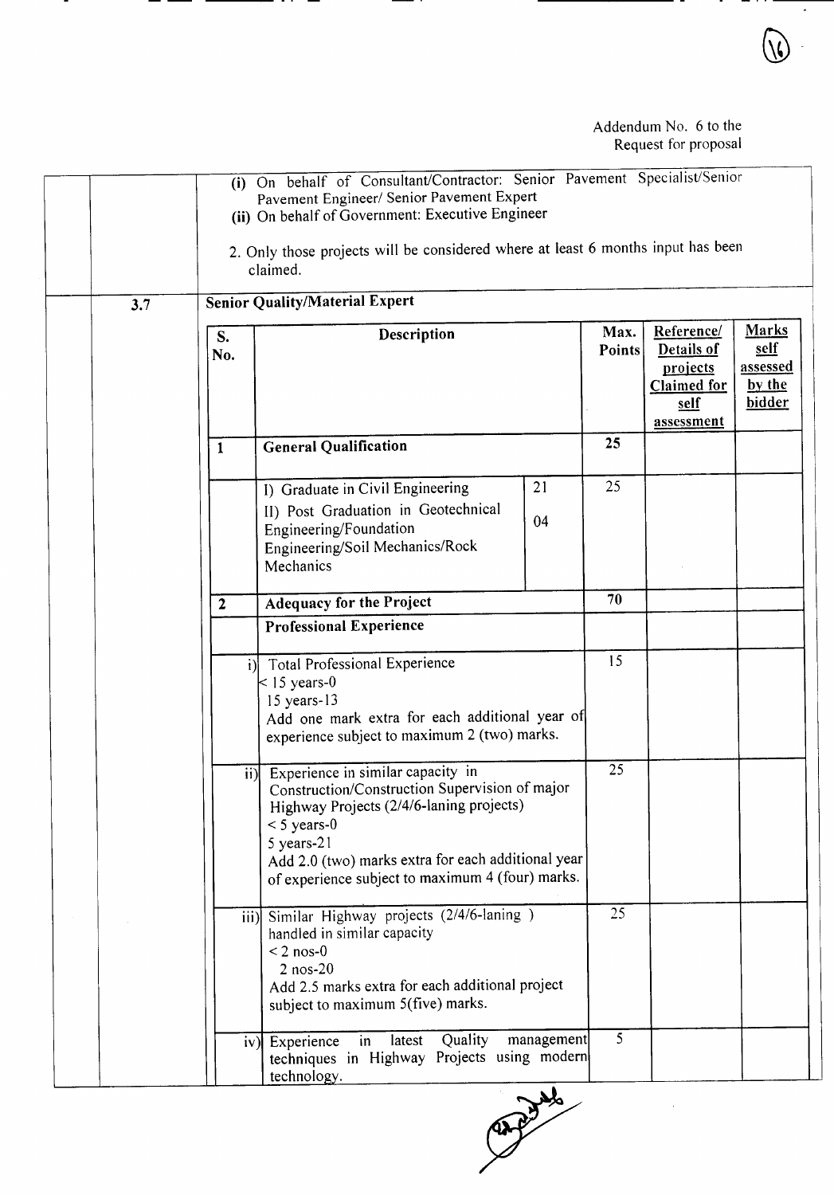Addendum No. 6 to the Request for proposal

(i) On behalf of Consultant/Contractor: Senior Pavement Specialist/Senior Pavement Engineer/ Senior Pavement Expert
(ii) On behalf of Government: Executive Engineer

2. Only those projects will be considered where at least 6 months input has been claimed.

**3.7 Senior Quality/Material Expert**

| S. No. | Description | | Max. Points | Reference/ Details of projects Claimed for self assessment | Marks self assessed by the bidder |
|---|---|---|---|---|---|
| **1** | **General Qualification** | | **25** | | |
| | I) Graduate in Civil Engineering | 21 | 25 | | |
| | II) Post Graduation in Geotechnical Engineering/Foundation Engineering/Soil Mechanics/Rock Mechanics | 04 | | | |
| **2** | **Adequacy for the Project** | | **70** | | |
| | **Professional Experience** | | | | |
| i) | Total Professional Experience<br>< 15 years-0<br>15 years-13<br>Add one mark extra for each additional year of experience subject to maximum 2 (two) marks. | | 15 | | |
| ii) | Experience in similar capacity in Construction/Construction Supervision of major Highway Projects (2/4/6-laning projects)<br>< 5 years-0<br>5 years-21<br>Add 2.0 (two) marks extra for each additional year of experience subject to maximum 4 (four) marks. | | 25 | | |
| iii) | Similar Highway projects (2/4/6-laning ) handled in similar capacity<br>< 2 nos-0<br>2 nos-20<br>Add 2.5 marks extra for each additional project subject to maximum 5(five) marks. | | 25 | | |
| iv) | Experience in latest Quality management techniques in Highway Projects using modern technology. | | 5 | | |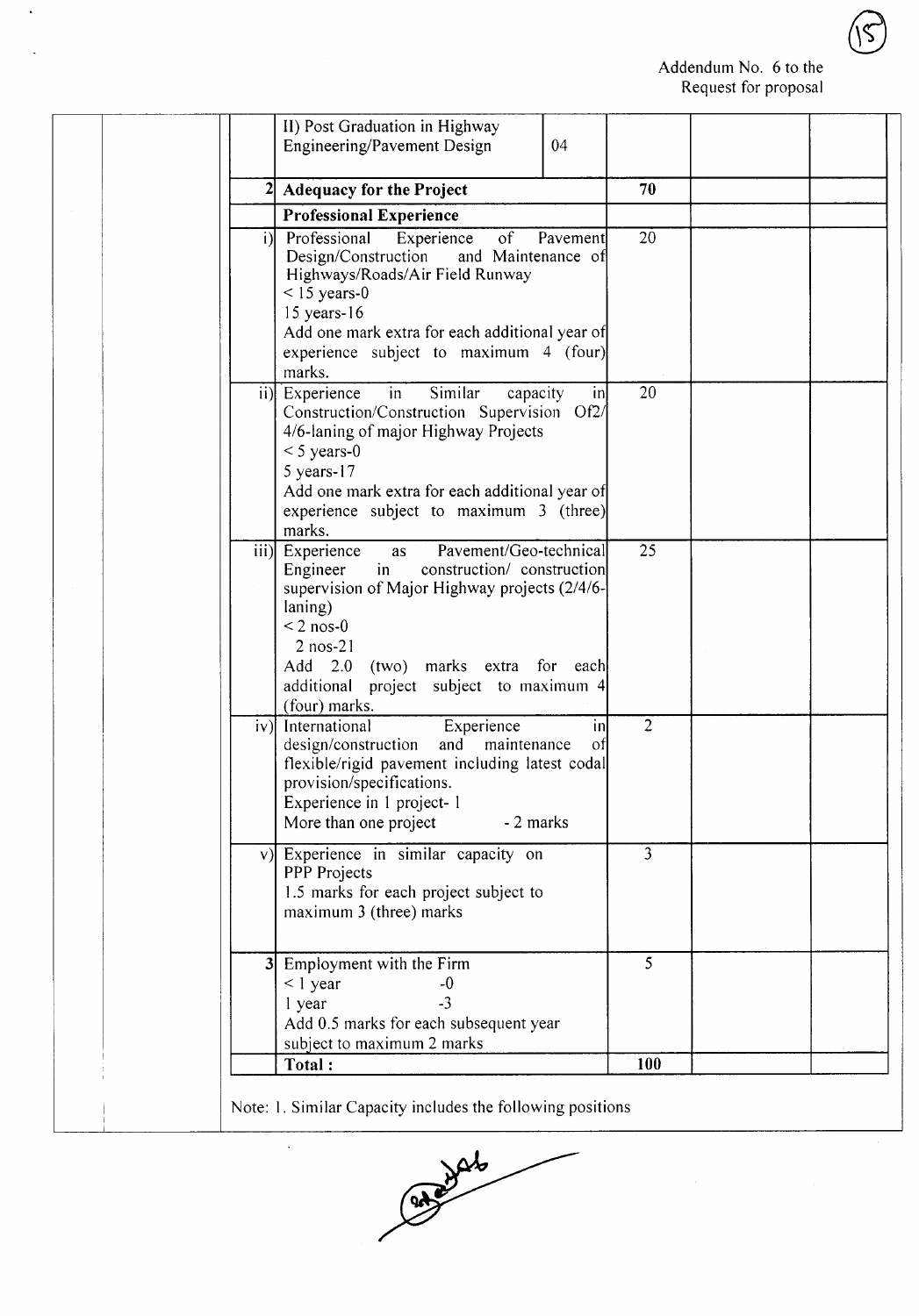Addendum No. 6 to the Request for proposal

| | | | | | | |
|---|---|---|---|---|---|---|
| | | | II) Post Graduation in Highway Engineering/Pavement Design | 04 | | | |
| | | 2 | **Adequacy for the Project** | | **70** | | |
| | | | **Professional Experience** | | | | |
| | | i) | Professional Experience of Pavement Design/Construction and Maintenance of Highways/Roads/Air Field Runway<br>< 15 years-0<br>15 years-16<br>Add one mark extra for each additional year of experience subject to maximum 4 (four) marks. | | 20 | | |
| | | ii) | Experience in Similar capacity in Construction/Construction Supervision Of2/ 4/6-laning of major Highway Projects<br>< 5 years-0<br>5 years-17<br>Add one mark extra for each additional year of experience subject to maximum 3 (three) marks. | | 20 | | |
| | | iii) | Experience as Pavement/Geo-technical Engineer in construction/ construction supervision of Major Highway projects (2/4/6-laning)<br>< 2 nos-0<br>2 nos-21<br>Add 2.0 (two) marks extra for each additional project subject to maximum 4 (four) marks. | | 25 | | |
| | | iv) | International Experience in design/construction and maintenance of flexible/rigid pavement including latest codal provision/specifications.<br>Experience in 1 project- 1<br>More than one project - 2 marks | | 2 | | |
| | | v) | Experience in similar capacity on PPP Projects<br>1.5 marks for each project subject to maximum 3 (three) marks | | 3 | | |
| | | 3 | Employment with the Firm<br>< 1 year -0<br>1 year -3<br>Add 0.5 marks for each subsequent year subject to maximum 2 marks | | 5 | | |
| | | | **Total :** | | **100** | | |

Note: 1. Similar Capacity includes the following positions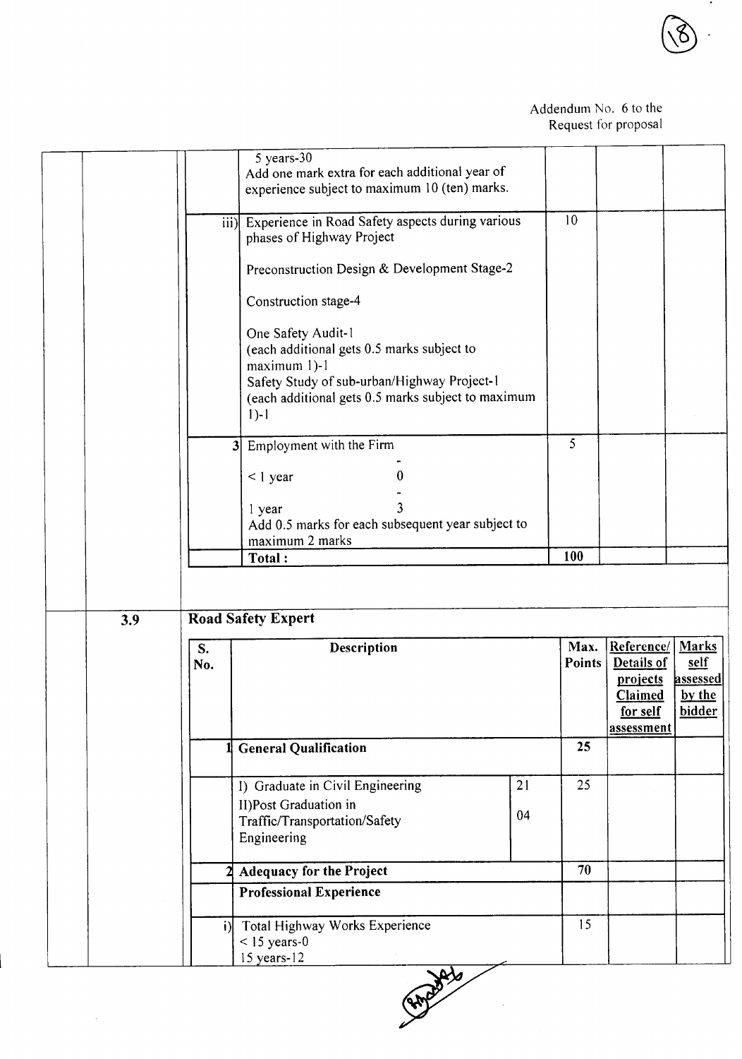Addendum No. 6 to the Request for proposal

| | Description | Max. Points | | |
|---|---|---|---|---|
| | 5 years-30<br>Add one mark extra for each additional year of experience subject to maximum 10 (ten) marks. | | | |
| iii) | Experience in Road Safety aspects during various phases of Highway Project<br><br>Preconstruction Design & Development Stage-2<br><br>Construction stage-4<br><br>One Safety Audit-1<br>(each additional gets 0.5 marks subject to maximum 1)-1<br>Safety Study of sub-urban/Highway Project-1<br>(each additional gets 0.5 marks subject to maximum 1)-1 | 10 | | |
| 3 | Employment with the Firm<br><br>< 1 year - 0<br><br>1 year - 3<br>Add 0.5 marks for each subsequent year subject to maximum 2 marks | 5 | | |
| | **Total :** | **100** | | |

**3.9 Road Safety Expert**

| S. No. | Description | | Max. Points | Reference/ Details of projects Claimed for self assessment | Marks self assessed by the bidder |
|---|---|---|---|---|---|
| 1 | **General Qualification** | | **25** | | |
| | I) Graduate in Civil Engineering<br>II)Post Graduation in Traffic/Transportation/Safety Engineering | 21<br>04 | 25 | | |
| 2 | **Adequacy for the Project** | | **70** | | |
| | **Professional Experience** | | | | |
| i) | Total Highway Works Experience<br>< 15 years-0<br>15 years-12 | | 15 | | |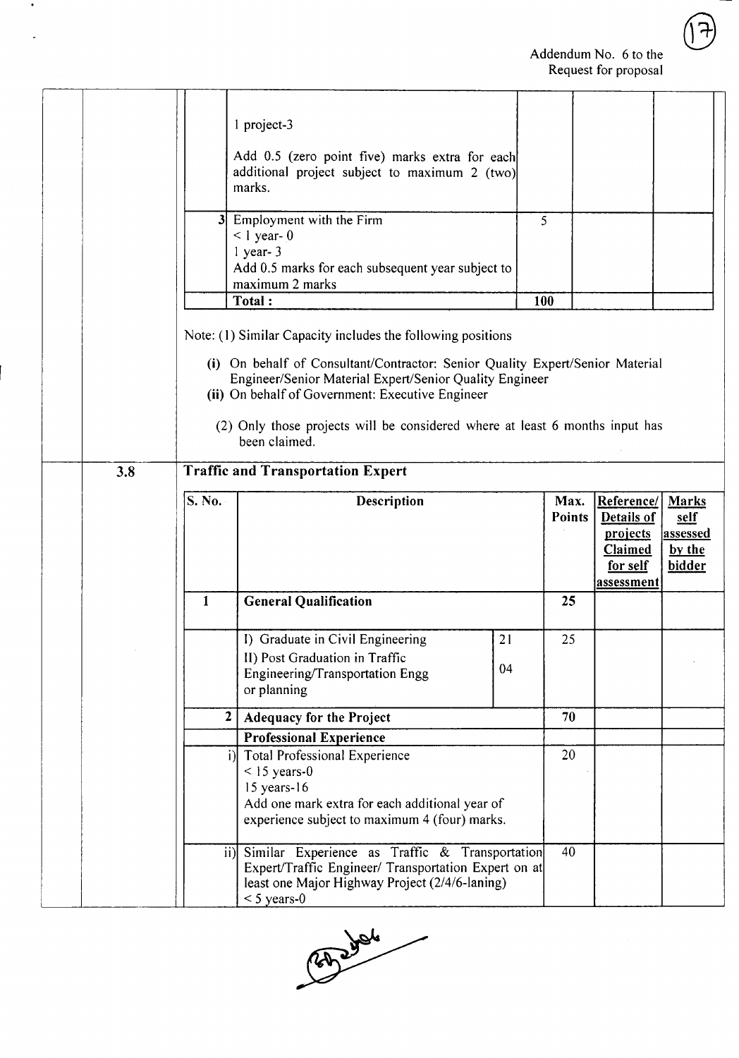Addendum No. 6 to the Request for proposal

| | Description | Max. Points | | |
|---|---|---|---|---|
| | 1 project-3<br><br>Add 0.5 (zero point five) marks extra for each additional project subject to maximum 2 (two) marks. | | | |
| 3 | Employment with the Firm<br>< 1 year- 0<br>1 year- 3<br>Add 0.5 marks for each subsequent year subject to maximum 2 marks | 5 | | |
| | **Total :** | **100** | | |

Note: (1) Similar Capacity includes the following positions

**(i)** On behalf of Consultant/Contractor: Senior Quality Expert/Senior Material Engineer/Senior Material Expert/Senior Quality Engineer
**(ii)** On behalf of Government: Executive Engineer

(2) Only those projects will be considered where at least 6 months input has been claimed.

## 3.8 Traffic and Transportation Expert

| S. No. | Description | | Max. Points | Reference/ Details of projects Claimed for self assessment | Marks self assessed by the bidder |
|---|---|---|---|---|---|
| **1** | **General Qualification** | | **25** | | |
| | I) Graduate in Civil Engineering<br>II) Post Graduation in Traffic Engineering/Transportation Engg or planning | 21<br>04 | 25 | | |
| **2** | **Adequacy for the Project** | | **70** | | |
| | **Professional Experience** | | | | |
| i) | Total Professional Experience<br>< 15 years-0<br>15 years-16<br>Add one mark extra for each additional year of experience subject to maximum 4 (four) marks. | | 20 | | |
| ii) | Similar Experience as Traffic & Transportation Expert/Traffic Engineer/ Transportation Expert on at least one Major Highway Project (2/4/6-laning)<br>< 5 years-0 | | 40 | | |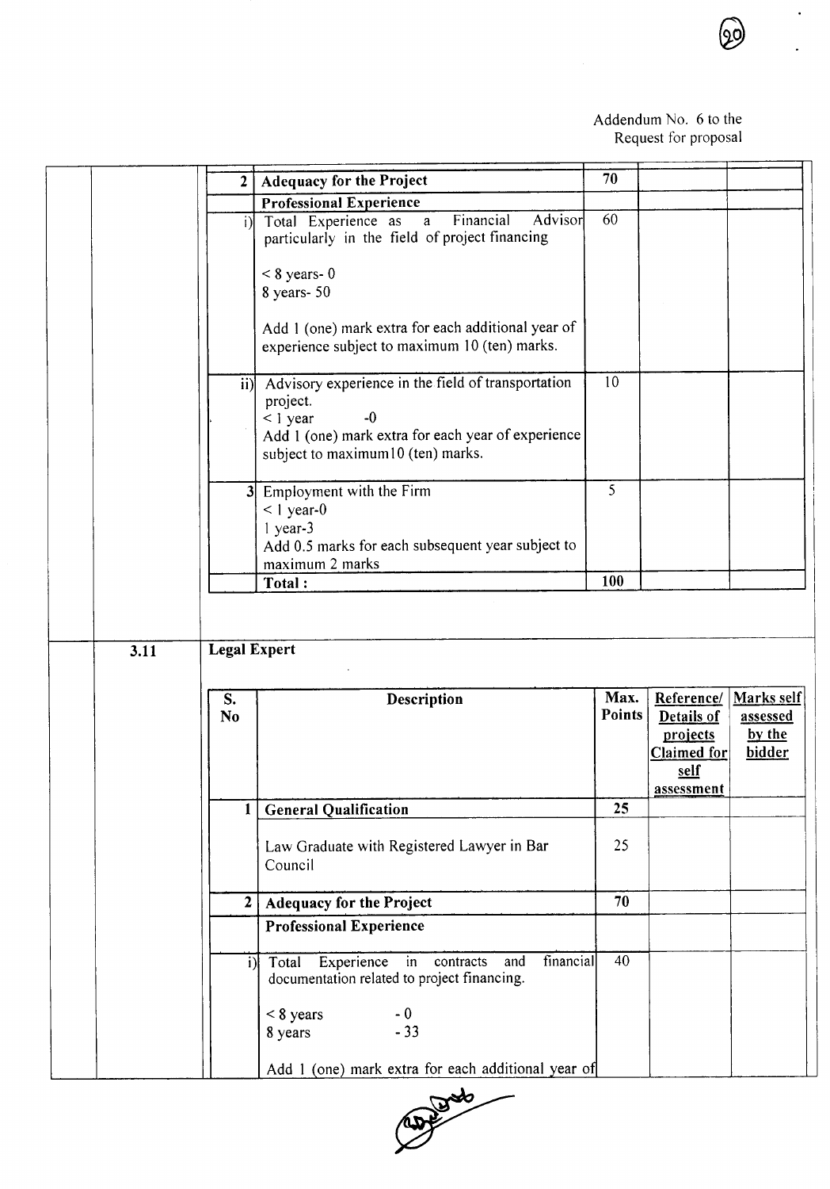Addendum No. 6 to the
Request for proposal

| S. No | Description | Max. Points | Reference/ Details of projects Claimed for self assessment | Marks self assessed by the bidder |
|---|---|---|---|---|
| 2 | **Adequacy for the Project** | 70 | | |
| | **Professional Experience** | | | |
| i) | Total Experience as a Financial Advisor particularly in the field of project financing<br><br>< 8 years- 0<br>8 years- 50<br><br>Add 1 (one) mark extra for each additional year of experience subject to maximum 10 (ten) marks. | 60 | | |
| ii) | Advisory experience in the field of transportation project.<br>< 1 year -0<br>Add 1 (one) mark extra for each year of experience subject to maximum10 (ten) marks. | 10 | | |
| 3 | Employment with the Firm<br>< 1 year-0<br>1 year-3<br>Add 0.5 marks for each subsequent year subject to maximum 2 marks | 5 | | |
| | **Total :** | 100 | | |

**3.11 Legal Expert**

| S. No | Description | Max. Points | Reference/ Details of projects Claimed for self assessment | Marks self assessed by the bidder |
|---|---|---|---|---|
| 1 | **General Qualification** | 25 | | |
| | Law Graduate with Registered Lawyer in Bar Council | 25 | | |
| 2 | **Adequacy for the Project** | 70 | | |
| | **Professional Experience** | | | |
| i) | Total Experience in contracts and financial documentation related to project financing.<br><br>< 8 years - 0<br>8 years - 33<br><br>Add 1 (one) mark extra for each additional year of | 40 | | |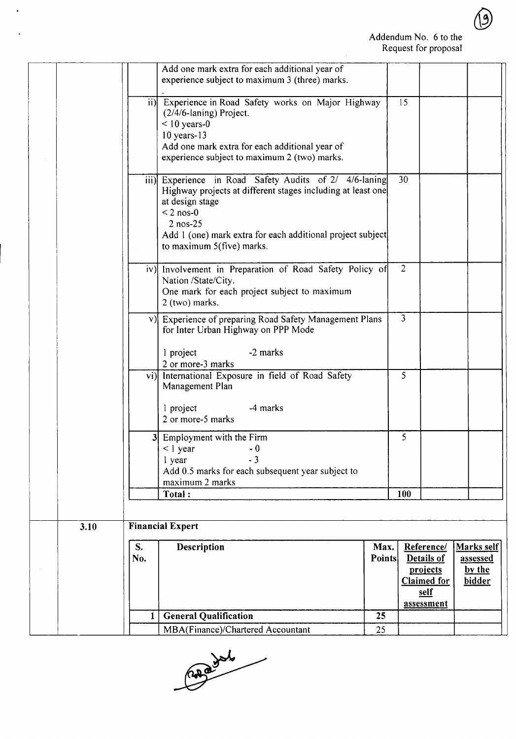Addendum No. 6 to the
Request for proposal

| | | | | | |
|---|---|---|---|---|---|
| | | Add one mark extra for each additional year of experience subject to maximum 3 (three) marks. | | | |
| | ii) | Experience in Road Safety works on Major Highway (2/4/6-laning) Project.<br>< 10 years-0<br>10 years-13<br>Add one mark extra for each additional year of experience subject to maximum 2 (two) marks. | 15 | | |
| | iii) | Experience in Road Safety Audits of 2/ 4/6-laning Highway projects at different stages including at least one at design stage<br>< 2 nos-0<br>2 nos-25<br>Add 1 (one) mark extra for each additional project subject to maximum 5(five) marks. | 30 | | |
| | iv) | Involvement in Preparation of Road Safety Policy of Nation /State/City.<br>One mark for each project subject to maximum 2 (two) marks. | 2 | | |
| | v) | Experience of preparing Road Safety Management Plans for Inter Urban Highway on PPP Mode<br>1 project -2 marks<br>2 or more-3 marks | 3 | | |
| | vi) | International Exposure in field of Road Safety Management Plan<br>1 project -4 marks<br>2 or more-5 marks | 5 | | |
| | 3 | Employment with the Firm<br>< 1 year - 0<br>1 year - 3<br>Add 0.5 marks for each subsequent year subject to maximum 2 marks | 5 | | |
| | | **Total :** | **100** | | |

**3.10** **Financial Expert**

| S. No. | Description | Max. Points | Reference/ Details of projects Claimed for self assessment | Marks self assessed by the bidder |
|---|---|---|---|---|
| 1 | **General Qualification** | **25** | | |
| | MBA(Finance)/Chartered Accountant | 25 | | |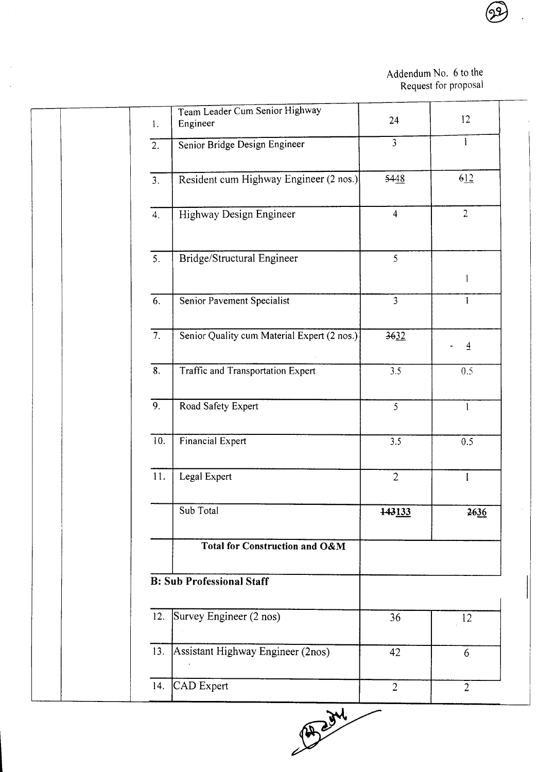Addendum No. 6 to the Request for proposal

| | | No. | Position | | |
|---|---|---|---|---|---|
| | | 1. | Team Leader Cum Senior Highway Engineer | 24 | 12 |
| | | 2. | Senior Bridge Design Engineer | 3 | 1 |
| | | 3. | Resident cum Highway Engineer (2 nos.) | ~~54~~48 | ~~6~~12 |
| | | 4. | Highway Design Engineer | 4 | 2 |
| | | 5. | Bridge/Structural Engineer | 5 | 1 |
| | | 6. | Senior Pavement Specialist | 3 | 1 |
| | | 7. | Senior Quality cum Material Expert (2 nos.) | ~~36~~32 | ~~-~~ 4 |
| | | 8. | Traffic and Transportation Expert | 3.5 | 0.5 |
| | | 9. | Road Safety Expert | 5 | 1 |
| | | 10. | Financial Expert | 3.5 | 0.5 |
| | | 11. | Legal Expert | 2 | 1 |
| | | | Sub Total | **~~143~~133** | **~~26~~36** |
| | | | **Total for Construction and O&M** | | |
| | | **B: Sub Professional Staff** | | | |
| | | 12. | Survey Engineer (2 nos) | 36 | 12 |
| | | 13. | Assistant Highway Engineer (2nos) | 42 | 6 |
| | | 14. | CAD Expert | 2 | 2 |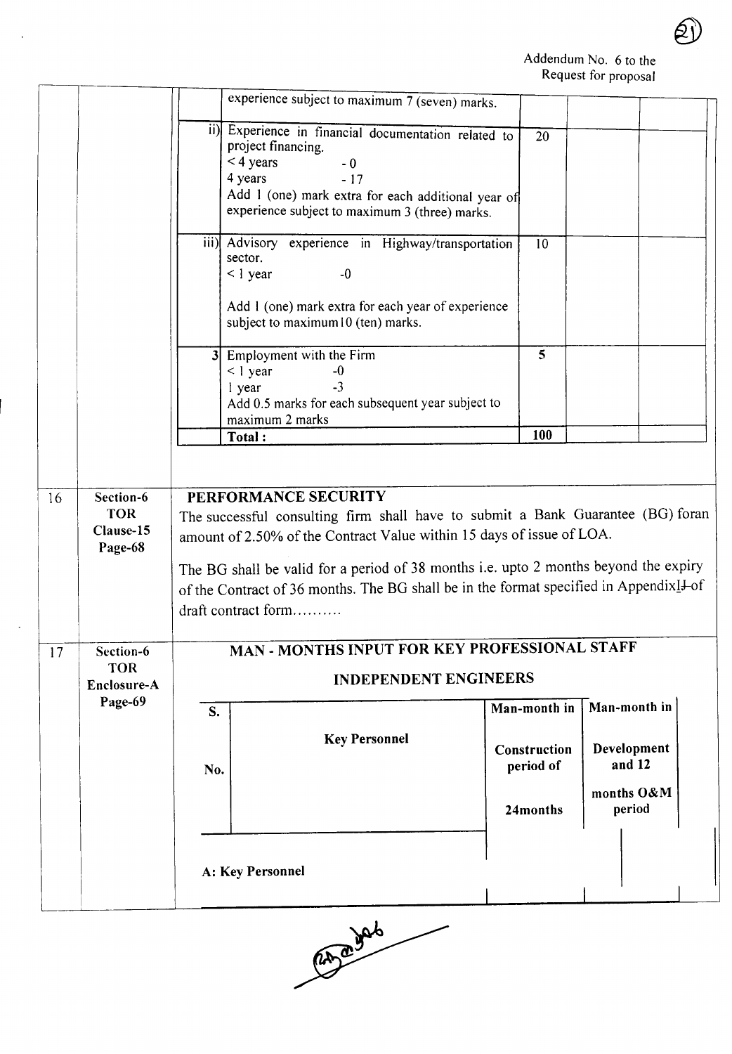Addendum No. 6 to the Request for proposal

| | | | | | | |
|---|---|---|---|---|---|---|
| | | | experience subject to maximum 7 (seven) marks. | | | |
| | | ii) | Experience in financial documentation related to project financing.<br>< 4 years - 0<br>4 years - 17<br>Add 1 (one) mark extra for each additional year of experience subject to maximum 3 (three) marks. | 20 | | |
| | | iii) | Advisory experience in Highway/transportation sector.<br>< 1 year -0<br><br>Add 1 (one) mark extra for each year of experience subject to maximum10 (ten) marks. | 10 | | |
| | | 3 | Employment with the Firm<br>< 1 year -0<br>1 year -3<br>Add 0.5 marks for each subsequent year subject to maximum 2 marks | 5 | | |
| | | | **Total :** | **100** | | |
| 16 | **Section-6 TOR Clause-15 Page-68** | | **PERFORMANCE SECURITY**<br>The successful consulting firm shall have to submit a Bank Guarantee (BG) foran amount of 2.50% of the Contract Value within 15 days of issue of LOA.<br><br>The BG shall be valid for a period of 38 months i.e. upto 2 months beyond the expiry of the Contract of 36 months. The BG shall be in the format specified in AppendixI of draft contract form………. | | | |
| 17 | **Section-6 TOR Enclosure-A Page-69** | | **MAN - MONTHS INPUT FOR KEY PROFESSIONAL STAFF**<br>**INDEPENDENT ENGINEERS** | | | |

| S. No. | Key Personnel | Man-month in Construction period of 24months | Man-month in Development and 12 months O&M period |
|---|---|---|---|
| | | | |
| **A: Key Personnel** | | | |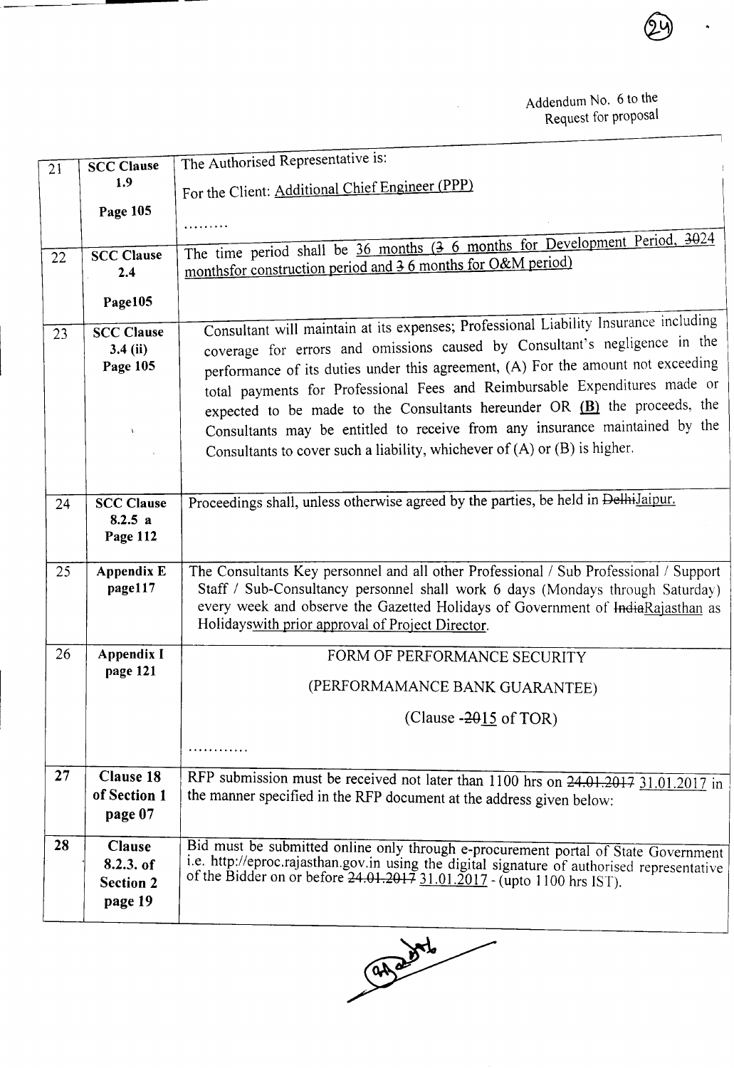Addendum No. 6 to the Request for proposal

| 21 | SCC Clause 1.9<br>Page 105 | The Authorised Representative is:<br>For the Client: Additional Chief Engineer (PPP)<br>……… |
|---|---|---|
| 22 | SCC Clause 2.4<br>Page105 | The time period shall be 36 months (~~3~~ 6 months for Development Period, ~~30~~24 monthsfor construction period and ~~3~~ 6 months for O&M period) |
| 23 | SCC Clause 3.4 (ii)<br>Page 105 | Consultant will maintain at its expenses; Professional Liability Insurance including coverage for errors and omissions caused by Consultant's negligence in the performance of its duties under this agreement, (A) For the amount not exceeding total payments for Professional Fees and Reimbursable Expenditures made or expected to be made to the Consultants hereunder OR **(B)** the proceeds, the Consultants may be entitled to receive from any insurance maintained by the Consultants to cover such a liability, whichever of (A) or (B) is higher. |
| 24 | SCC Clause 8.2.5 a<br>Page 112 | Proceedings shall, unless otherwise agreed by the parties, be held in ~~Delhi~~Jaipur. |
| 25 | Appendix E<br>page117 | The Consultants Key personnel and all other Professional / Sub Professional / Support Staff / Sub-Consultancy personnel shall work 6 days (Mondays through Saturday) every week and observe the Gazetted Holidays of Government of ~~India~~Rajasthan as Holidayswith prior approval of Project Director. |
| 26 | Appendix I<br>page 121 | FORM OF PERFORMANCE SECURITY<br>(PERFORMAMANCE BANK GUARANTEE)<br>(Clause -~~20~~15 of TOR)<br>………… |
| 27 | Clause 18 of Section 1<br>page 07 | RFP submission must be received not later than 1100 hrs on ~~24.01.2017~~ 31.01.2017 in the manner specified in the RFP document at the address given below: |
| 28 | Clause 8.2.3. of Section 2<br>page 19 | Bid must be submitted online only through e-procurement portal of State Government i.e. http://eproc.rajasthan.gov.in using the digital signature of authorised representative of the Bidder on or before ~~24.01.2017~~ 31.01.2017 - (upto 1100 hrs IST). |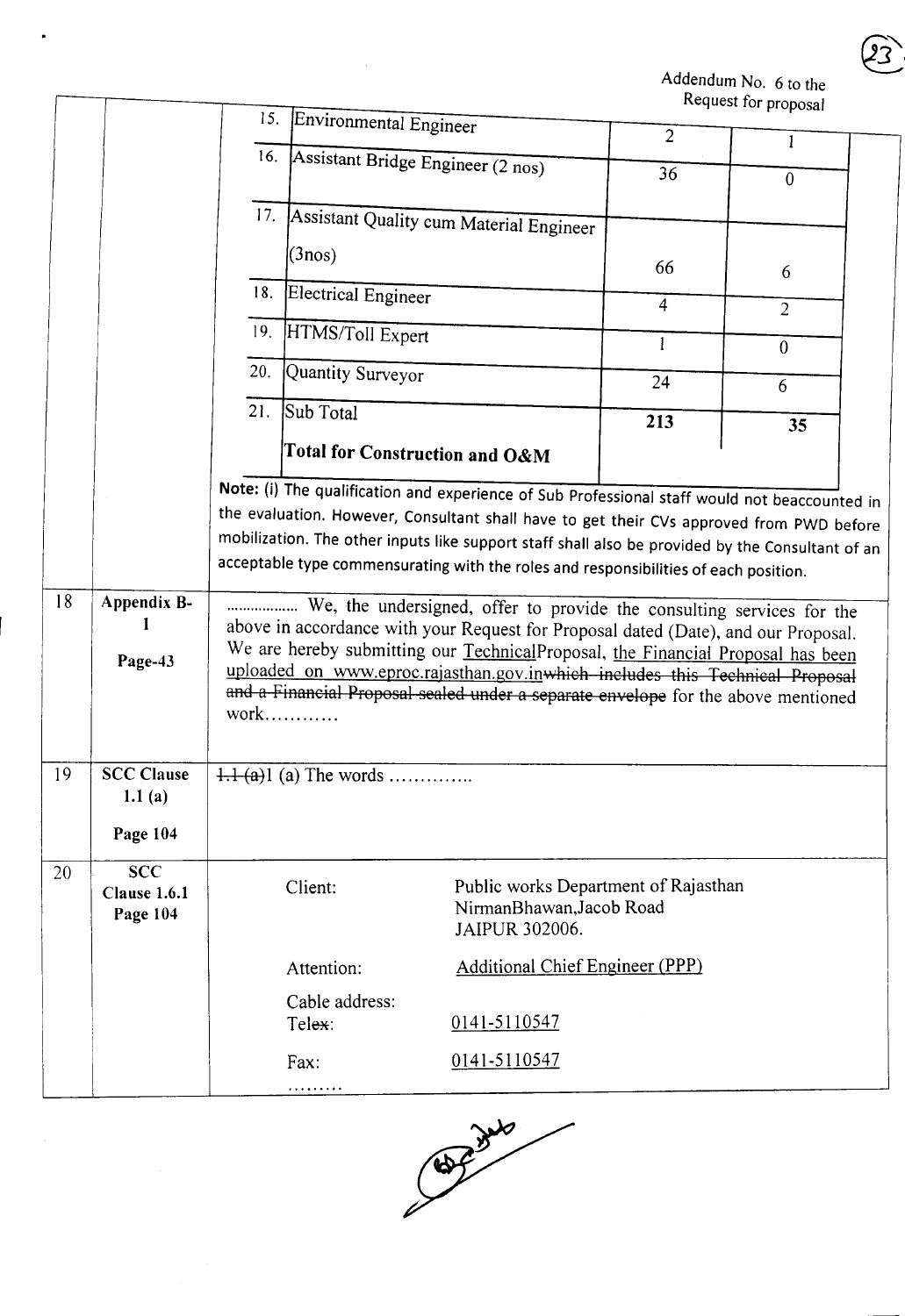Addendum No. 6 to the Request for proposal

| | | | | | |
|---|---|---|---|---|---|
| | | 15. | Environmental Engineer | 2 | 1 |
| | | 16. | Assistant Bridge Engineer (2 nos) | 36 | 0 |
| | | 17. | Assistant Quality cum Material Engineer (3nos) | 66 | 6 |
| | | 18. | Electrical Engineer | 4 | 2 |
| | | 19. | HTMS/Toll Expert | 1 | 0 |
| | | 20. | Quantity Surveyor | 24 | 6 |
| | | 21. | Sub Total<br>**Total for Construction and O&M** | **213** | **35** |
| | | | **Note:** (i) The qualification and experience of Sub Professional staff would not beaccounted in the evaluation. However, Consultant shall have to get their CVs approved from PWD before mobilization. The other inputs like support staff shall also be provided by the Consultant of an acceptable type commensurating with the roles and responsibilities of each position. | | |
| 18 | **Appendix B-1**<br>**Page-43** | | ................ We, the undersigned, offer to provide the consulting services for the above in accordance with your Request for Proposal dated (Date), and our Proposal. We are hereby submitting our TechnicalProposal, the Financial Proposal has been uploaded on www.eproc.rajasthan.gov.in~~which includes this Technical Proposal and a Financial Proposal sealed under a separate envelope~~ for the above mentioned work........... | | |
| 19 | **SCC Clause 1.1 (a)**<br>**Page 104** | | ~~1.1 (a)~~1 (a) The words ............. | | |
| 20 | **SCC Clause 1.6.1**<br>**Page 104** | | Client: Public works Department of Rajasthan NirmanBhawan,Jacob Road JAIPUR 302006.<br>Attention: Additional Chief Engineer (PPP)<br>Cable address:<br>Tel~~ex~~: 0141-5110547<br>Fax: 0141-5110547<br>........ | | |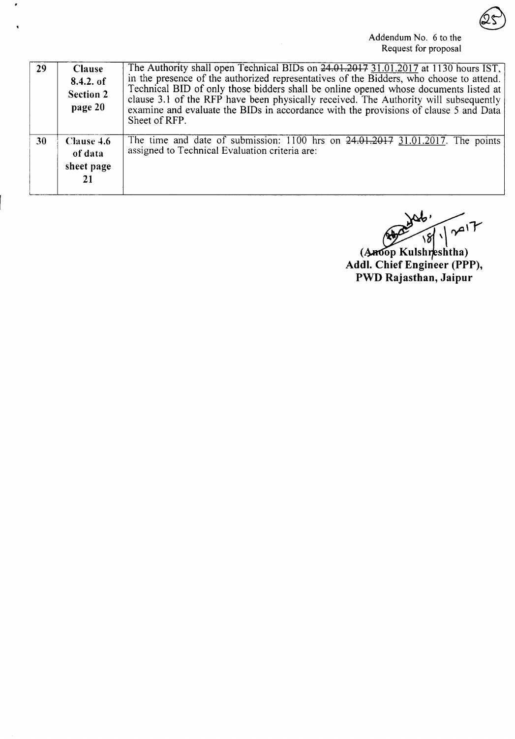Addendum No. 6 to the
Request for proposal

| | | |
|---|---|---|
| 29 | **Clause 8.4.2. of Section 2 page 20** | The Authority shall open Technical BIDs on ~~24.01.2017~~ 31.01.2017 at 1130 hours IST, in the presence of the authorized representatives of the Bidders, who choose to attend. Technical BID of only those bidders shall be online opened whose documents listed at clause 3.1 of the RFP have been physically received. The Authority will subsequently examine and evaluate the BIDs in accordance with the provisions of clause 5 and Data Sheet of RFP. |
| 30 | **Clause 4.6 of data sheet page 21** | The time and date of submission: 1100 hrs on ~~24.01.2017~~ 31.01.2017. The points assigned to Technical Evaluation criteria are: |

18/1/2017

**(Anoop Kulshreshtha)**
**Addl. Chief Engineer (PPP),**
**PWD Rajasthan, Jaipur**